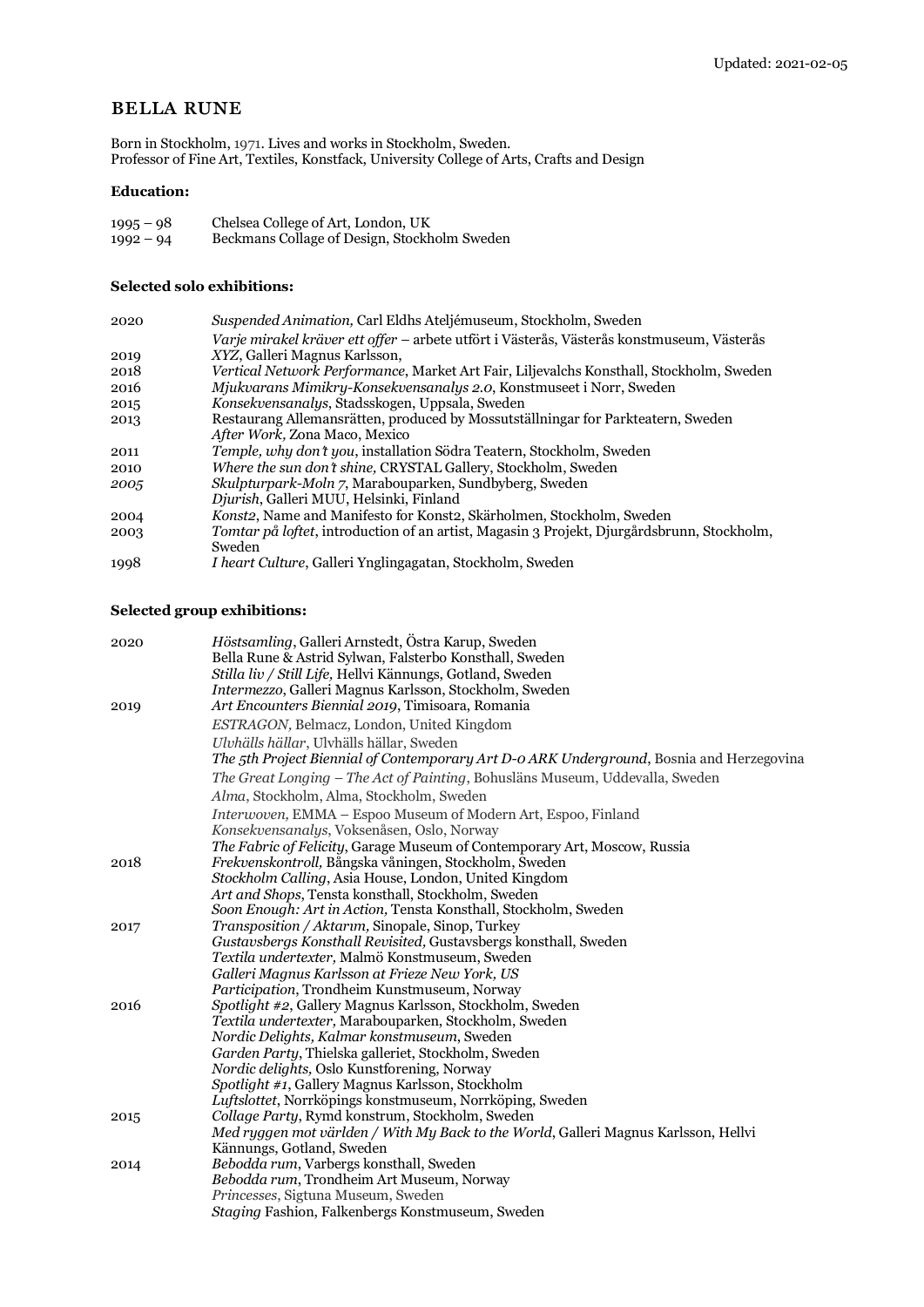Updated: 2021-02-05

# BELLA RUNE

Born in Stockholm, 1971. Lives and works in Stockholm, Sweden.
Professor of Fine Art, Textiles, Konstfack, University College of Arts, Crafts and Design

**Education:**

| | |
|---|---|
| 1995 – 98 | Chelsea College of Art, London, UK |
| 1992 – 94 | Beckmans Collage of Design, Stockholm Sweden |

**Selected solo exhibitions:**

| | |
|---|---|
| 2020 | *Suspended Animation,* Carl Eldhs Ateljémuseum, Stockholm, Sweden |
| | *Varje mirakel kräver ett offer* – arbete utfört i Västerås, Västerås konstmuseum, Västerås |
| 2019 | *XYZ*, Galleri Magnus Karlsson, |
| 2018 | *Vertical Network Performance*, Market Art Fair, Liljevalchs Konsthall, Stockholm, Sweden |
| 2016 | *Mjukvarans Mimikry-Konsekvensanalys 2.0*, Konstmuseet i Norr, Sweden |
| 2015 | *Konsekvensanalys*, Stadsskogen, Uppsala, Sweden |
| 2013 | Restaurang Allemansrätten, produced by Mossutställningar for Parkteatern, Sweden |
| | *After Work,* Zona Maco, Mexico |
| 2011 | *Temple, why don't you*, installation Södra Teatern, Stockholm, Sweden |
| 2010 | *Where the sun don't shine,* CRYSTAL Gallery, Stockholm, Sweden |
| *2005* | *Skulpturpark-Moln 7*, Marabouparken, Sundbyberg, Sweden |
| | *Djurish*, Galleri MUU, Helsinki, Finland |
| 2004 | *Konst2*, Name and Manifesto for Konst2, Skärholmen, Stockholm, Sweden |
| 2003 | *Tomtar på loftet*, introduction of an artist, Magasin 3 Projekt, Djurgårdsbrunn, Stockholm, Sweden |
| 1998 | *I heart Culture*, Galleri Ynglingagatan, Stockholm, Sweden |

**Selected group exhibitions:**

| | |
|---|---|
| 2020 | *Höstsamling,* Galleri Arnstedt, Östra Karup, Sweden |
| | Bella Rune & Astrid Sylwan, Falsterbo Konsthall, Sweden |
| | *Stilla liv / Still Life,* Hellvi Kännungs, Gotland, Sweden |
| | *Intermezzo*, Galleri Magnus Karlsson, Stockholm, Sweden |
| 2019 | *Art Encounters Biennial 2019*, Timisoara, Romania |
| | *ESTRAGON,* Belmacz, London, United Kingdom |
| | *Ulvhälls hällar*, Ulvhälls hällar, Sweden |
| | *The 5th Project Biennial of Contemporary Art D-0 ARK Underground*, Bosnia and Herzegovina |
| | *The Great Longing – The Act of Painting*, Bohusläns Museum, Uddevalla, Sweden |
| | *Alma*, Stockholm, Alma, Stockholm, Sweden |
| | *Interwoven,* EMMA – Espoo Museum of Modern Art, Espoo, Finland |
| | *Konsekvensanalys*, Voksenåsen, Oslo, Norway |
| | *The Fabric of Felicity*, Garage Museum of Contemporary Art, Moscow, Russia |
| 2018 | *Frekvenskontroll,* Bångska våningen, Stockholm, Sweden |
| | *Stockholm Calling*, Asia House, London, United Kingdom |
| | *Art and Shops*, Tensta konsthall, Stockholm, Sweden |
| | *Soon Enough: Art in Action,* Tensta Konsthall, Stockholm, Sweden |
| 2017 | *Transposition / Aktarım,* Sinopale, Sinop, Turkey |
| | *Gustavsbergs Konsthall Revisited,* Gustavsbergs konsthall, Sweden |
| | *Textila undertexter,* Malmö Konstmuseum, Sweden |
| | *Galleri Magnus Karlsson at Frieze New York, US* |
| | *Participation*, Trondheim Kunstmuseum, Norway |
| 2016 | *Spotlight #2*, Gallery Magnus Karlsson, Stockholm, Sweden |
| | *Textila undertexter,* Marabouparken, Stockholm, Sweden |
| | *Nordic Delights, Kalmar konstmuseum*, Sweden |
| | *Garden Party*, Thielska galleriet, Stockholm, Sweden |
| | *Nordic delights,* Oslo Kunstforening, Norway |
| | *Spotlight #1*, Gallery Magnus Karlsson, Stockholm |
| | *Luftslottet*, Norrköpings konstmuseum, Norrköping, Sweden |
| 2015 | *Collage Party*, Rymd konstrum, Stockholm, Sweden |
| | *Med ryggen mot världen / With My Back to the World*, Galleri Magnus Karlsson, Hellvi Kännungs, Gotland, Sweden |
| 2014 | *Bebodda rum*, Varbergs konsthall, Sweden |
| | *Bebodda rum*, Trondheim Art Museum, Norway |
| | *Princesses*, Sigtuna Museum, Sweden |
| | *Staging* Fashion, Falkenbergs Konstmuseum, Sweden |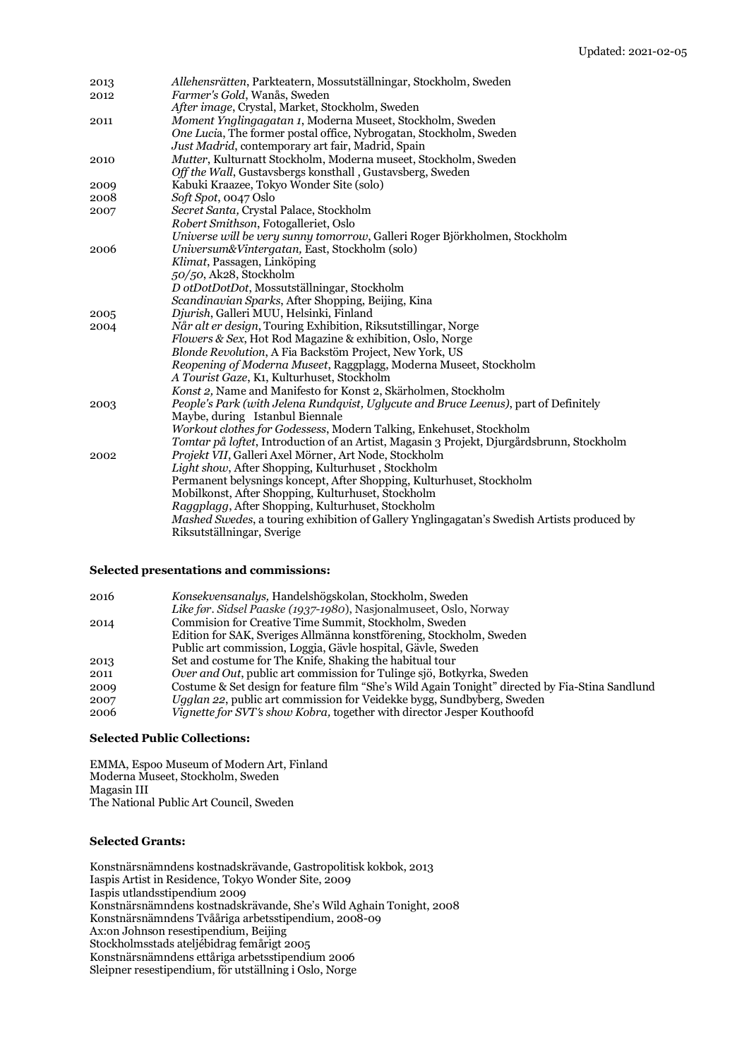Updated: 2021-02-05

| | |
|---|---|
| 2013 | *Allehensrätten*, Parkteatern, Mossutställningar, Stockholm, Sweden |
| 2012 | *Farmer's Gold*, Wanås, Sweden |
| | *After image*, Crystal, Market, Stockholm, Sweden |
| 2011 | *Moment Ynglingagatan 1*, Moderna Museet, Stockholm, Sweden |
| | *One Lucia*, The former postal office, Nybrogatan, Stockholm, Sweden |
| | *Just Madrid*, contemporary art fair, Madrid, Spain |
| 2010 | *Mutter*, Kulturnatt Stockholm, Moderna museet, Stockholm, Sweden |
| | *Off the Wall*, Gustavsbergs konsthall , Gustavsberg, Sweden |
| 2009 | Kabuki Kraazee, Tokyo Wonder Site (solo) |
| 2008 | *Soft Spot*, 0047 Oslo |
| 2007 | *Secret Santa*, Crystal Palace, Stockholm |
| | *Robert Smithson*, Fotogalleriet, Oslo |
| | *Universe will be very sunny tomorrow*, Galleri Roger Björkholmen, Stockholm |
| 2006 | *Universum&Vintergatan*, East, Stockholm (solo) |
| | *Klimat*, Passagen, Linköping |
| | *50/50*, Ak28, Stockholm |
| | *D otDotDotDot*, Mossutställningar, Stockholm |
| | *Scandinavian Sparks*, After Shopping, Beijing, Kina |
| 2005 | *Djurish*, Galleri MUU, Helsinki, Finland |
| 2004 | *Når alt er design*, Touring Exhibition, Riksutstillingar, Norge |
| | *Flowers & Sex*, Hot Rod Magazine & exhibition, Oslo, Norge |
| | *Blonde Revolution*, A Fia Backstöm Project, New York, US |
| | *Reopening of Moderna Museet*, Raggplagg, Moderna Museet, Stockholm |
| | *A Tourist Gaze*, K1, Kulturhuset, Stockholm |
| | *Konst 2*, Name and Manifesto for Konst 2, Skärholmen, Stockholm |
| 2003 | *People's Park (with Jelena Rundqvist, Uglycute and Bruce Leenus)*, part of Definitely Maybe, during Istanbul Biennale |
| | *Workout clothes for Godessess*, Modern Talking, Enkehuset, Stockholm |
| | *Tomtar på loftet*, Introduction of an Artist, Magasin 3 Projekt, Djurgårdsbrunn, Stockholm |
| 2002 | *Projekt VII*, Galleri Axel Mörner, Art Node, Stockholm |
| | *Light show*, After Shopping, Kulturhuset , Stockholm |
| | Permanent belysnings koncept, After Shopping, Kulturhuset, Stockholm |
| | Mobilkonst, After Shopping, Kulturhuset, Stockholm |
| | *Raggplagg*, After Shopping, Kulturhuset, Stockholm |
| | *Mashed Swedes*, a touring exhibition of Gallery Ynglingagatan's Swedish Artists produced by Riksutställningar, Sverige |

**Selected presentations and commissions:**

| | |
|---|---|
| 2016 | *Konsekvensanalys*, Handelshögskolan, Stockholm, Sweden |
| | *Like før. Sidsel Paaske (1937-1980)*, Nasjonalmuseet, Oslo, Norway |
| 2014 | Commision for Creative Time Summit, Stockholm, Sweden |
| | Edition for SAK, Sveriges Allmänna konstförening, Stockholm, Sweden |
| | Public art commission, Loggia, Gävle hospital, Gävle, Sweden |
| 2013 | Set and costume for The Knife, Shaking the habitual tour |
| 2011 | *Over and Out*, public art commission for Tulinge sjö, Botkyrka, Sweden |
| 2009 | Costume & Set design for feature film "She's Wild Again Tonight" directed by Fia-Stina Sandlund |
| 2007 | *Ugglan 22*, public art commission for Veidekke bygg, Sundbyberg, Sweden |
| 2006 | *Vignette for SVT's show Kobra*, together with director Jesper Kouthoofd |

**Selected Public Collections:**

EMMA, Espoo Museum of Modern Art, Finland  
Moderna Museet, Stockholm, Sweden  
Magasin III  
The National Public Art Council, Sweden

**Selected Grants:**

Konstnärsnämndens kostnadskrävande, Gastropolitisk kokbok, 2013  
Iaspis Artist in Residence, Tokyo Wonder Site, 2009  
Iaspis utlandsstipendium 2009  
Konstnärsnämndens kostnadskrävande, She's Wild Aghain Tonight, 2008  
Konstnärsnämndens Tvååriga arbetsstipendium, 2008-09  
Ax:on Johnson resestipendium, Beijing  
Stockholmsstads ateljébidrag femårigt 2005  
Konstnärsnämndens ettåriga arbetsstipendium 2006  
Sleipner resestipendium, för utställning i Oslo, Norge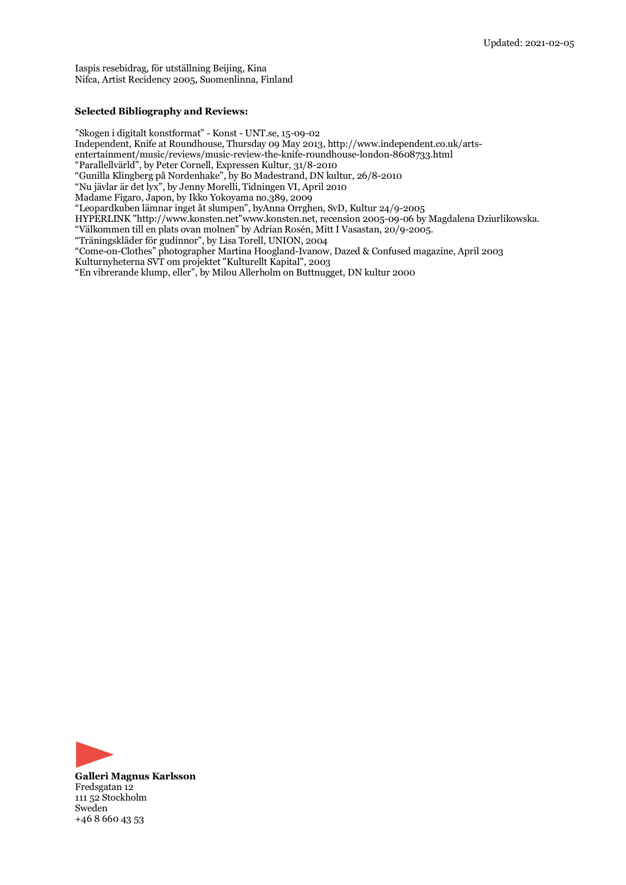Iaspis resebidrag, för utställning Beijing, Kina
Nifca, Artist Recidency 2005, Suomenlinna, Finland

**Selected Bibliography and Reviews:**

”Skogen i digitalt konstformat” - Konst - UNT.se, 15-09-02
Independent, Knife at Roundhouse, Thursday 09 May 2013, http://www.independent.co.uk/arts-entertainment/music/reviews/music-review-the-knife-roundhouse-london-8608733.html
“Parallellvärld”, by Peter Cornell, Expressen Kultur, 31/8-2010
“Gunilla Klingberg på Nordenhake”, by Bo Madestrand, DN kultur, 26/8-2010
“Nu jävlar är det lyx”, by Jenny Morelli, Tidningen VI, April 2010
Madame Figaro, Japon, by Ikko Yokoyama no.389, 2009
“Leopardkuben lämnar inget åt slumpen”, byAnna Orrghen, SvD, Kultur 24/9-2005
HYPERLINK "http://www.konsten.net"www.konsten.net, recension 2005-09-06 by Magdalena Dziurlikowska.
“Välkommen till en plats ovan molnen” by Adrian Rosén, Mitt I Vasastan, 20/9-2005.
“Träningskläder för gudinnor”, by Lisa Torell, UNION, 2004
“Come-on-Clothes” photographer Martina Hoogland-Ivanow, Dazed & Confused magazine, April 2003
Kulturnyheterna SVT om projektet "Kulturellt Kapital", 2003
“En vibrerande klump, eller”, by Milou Allerholm on Buttnugget, DN kultur 2000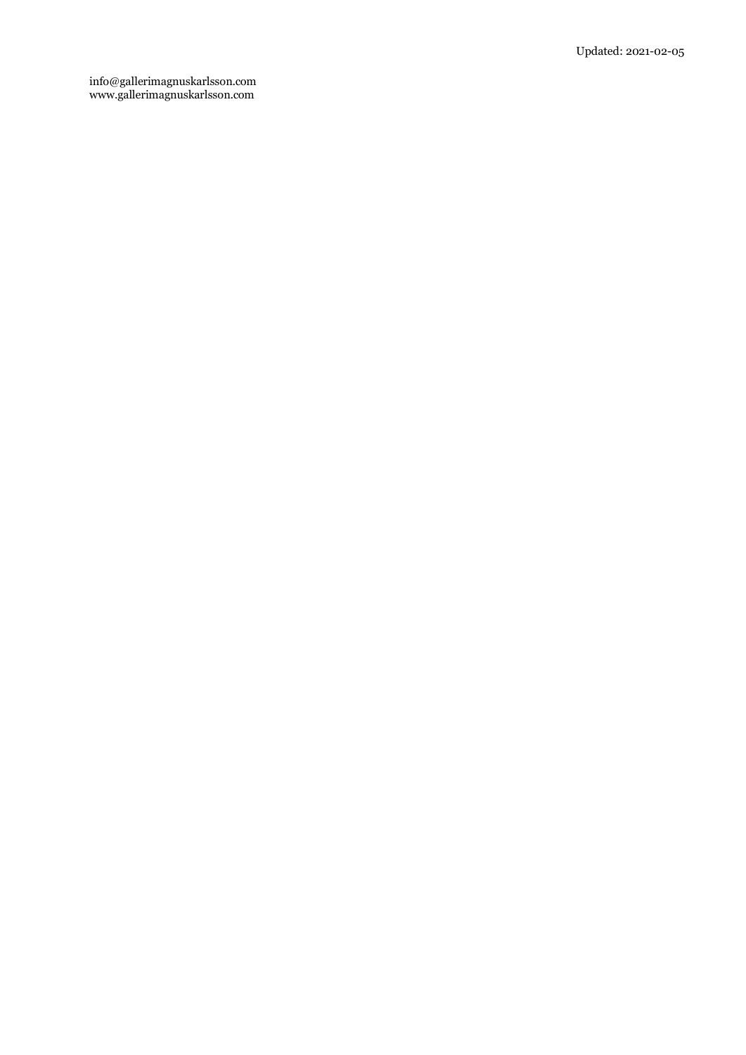Updated: 2021-02-05

info@gallerimagnuskarlsson.com
www.gallerimagnuskarlsson.com